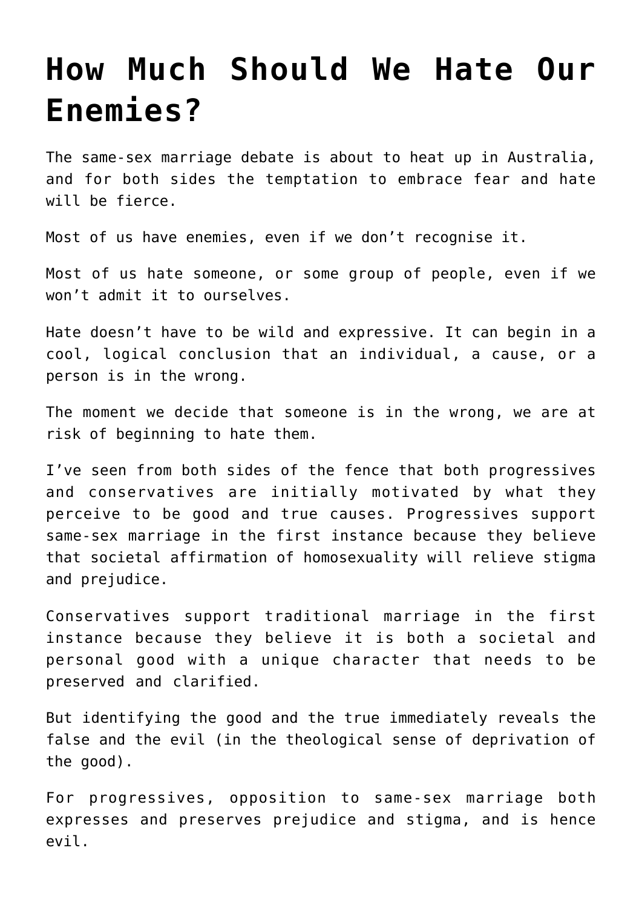# How Much Should We Hate Our Enemies?

The same-sex marriage debate is about to heat up in Australia, and for both sides the temptation to embrace fear and hate will be fierce.

Most of us have enemies, even if we don't recognise it.

Most of us hate someone, or some group of people, even if we won't admit it to ourselves.

Hate doesn't have to be wild and expressive. It can begin in a cool, logical conclusion that an individual, a cause, or a person is in the wrong.

The moment we decide that someone is in the wrong, we are at risk of beginning to hate them.

I've seen from both sides of the fence that both progressives and conservatives are initially motivated by what they perceive to be good and true causes. Progressives support same-sex marriage in the first instance because they believe that societal affirmation of homosexuality will relieve stigma and prejudice.

Conservatives support traditional marriage in the first instance because they believe it is both a societal and personal good with a unique character that needs to be preserved and clarified.

But identifying the good and the true immediately reveals the false and the evil (in the theological sense of deprivation of the good).

For progressives, opposition to same-sex marriage both expresses and preserves prejudice and stigma, and is hence evil.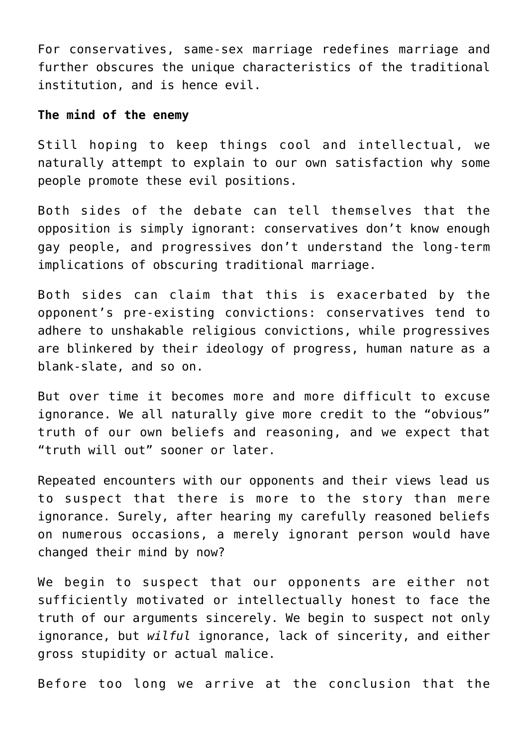For conservatives, same-sex marriage redefines marriage and further obscures the unique characteristics of the traditional institution, and is hence evil.

**The mind of the enemy**

Still hoping to keep things cool and intellectual, we naturally attempt to explain to our own satisfaction why some people promote these evil positions.

Both sides of the debate can tell themselves that the opposition is simply ignorant: conservatives don't know enough gay people, and progressives don't understand the long-term implications of obscuring traditional marriage.

Both sides can claim that this is exacerbated by the opponent's pre-existing convictions: conservatives tend to adhere to unshakable religious convictions, while progressives are blinkered by their ideology of progress, human nature as a blank-slate, and so on.

But over time it becomes more and more difficult to excuse ignorance. We all naturally give more credit to the "obvious" truth of our own beliefs and reasoning, and we expect that "truth will out" sooner or later.

Repeated encounters with our opponents and their views lead us to suspect that there is more to the story than mere ignorance. Surely, after hearing my carefully reasoned beliefs on numerous occasions, a merely ignorant person would have changed their mind by now?

We begin to suspect that our opponents are either not sufficiently motivated or intellectually honest to face the truth of our arguments sincerely. We begin to suspect not only ignorance, but *wilful* ignorance, lack of sincerity, and either gross stupidity or actual malice.

Before too long we arrive at the conclusion that the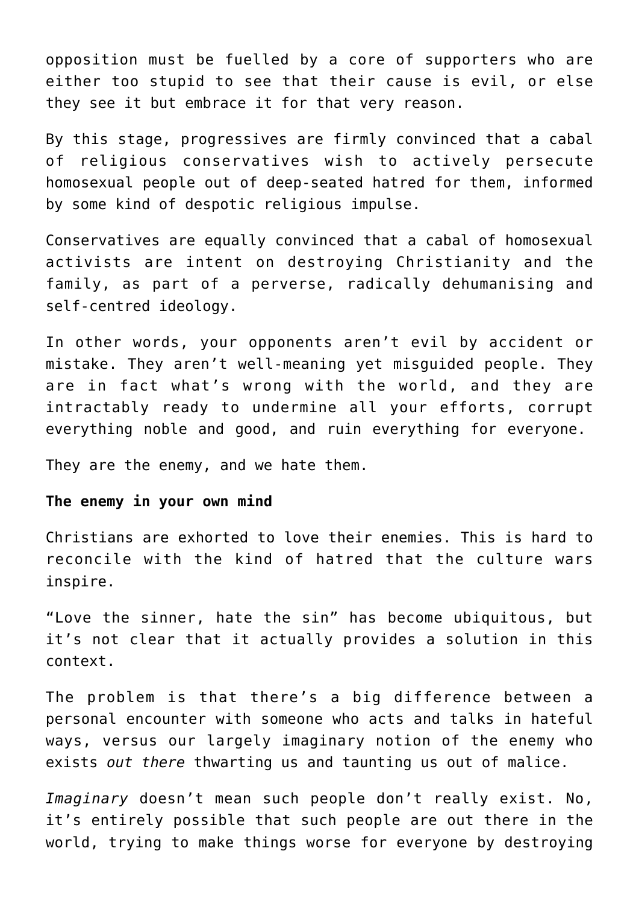opposition must be fuelled by a core of supporters who are either too stupid to see that their cause is evil, or else they see it but embrace it for that very reason.

By this stage, progressives are firmly convinced that a cabal of religious conservatives wish to actively persecute homosexual people out of deep-seated hatred for them, informed by some kind of despotic religious impulse.

Conservatives are equally convinced that a cabal of homosexual activists are intent on destroying Christianity and the family, as part of a perverse, radically dehumanising and self-centred ideology.

In other words, your opponents aren't evil by accident or mistake. They aren't well-meaning yet misguided people. They are in fact what's wrong with the world, and they are intractably ready to undermine all your efforts, corrupt everything noble and good, and ruin everything for everyone.

They are the enemy, and we hate them.

**The enemy in your own mind**

Christians are exhorted to love their enemies. This is hard to reconcile with the kind of hatred that the culture wars inspire.

"Love the sinner, hate the sin" has become ubiquitous, but it's not clear that it actually provides a solution in this context.

The problem is that there's a big difference between a personal encounter with someone who acts and talks in hateful ways, versus our largely imaginary notion of the enemy who exists *out there* thwarting us and taunting us out of malice.

*Imaginary* doesn't mean such people don't really exist. No, it's entirely possible that such people are out there in the world, trying to make things worse for everyone by destroying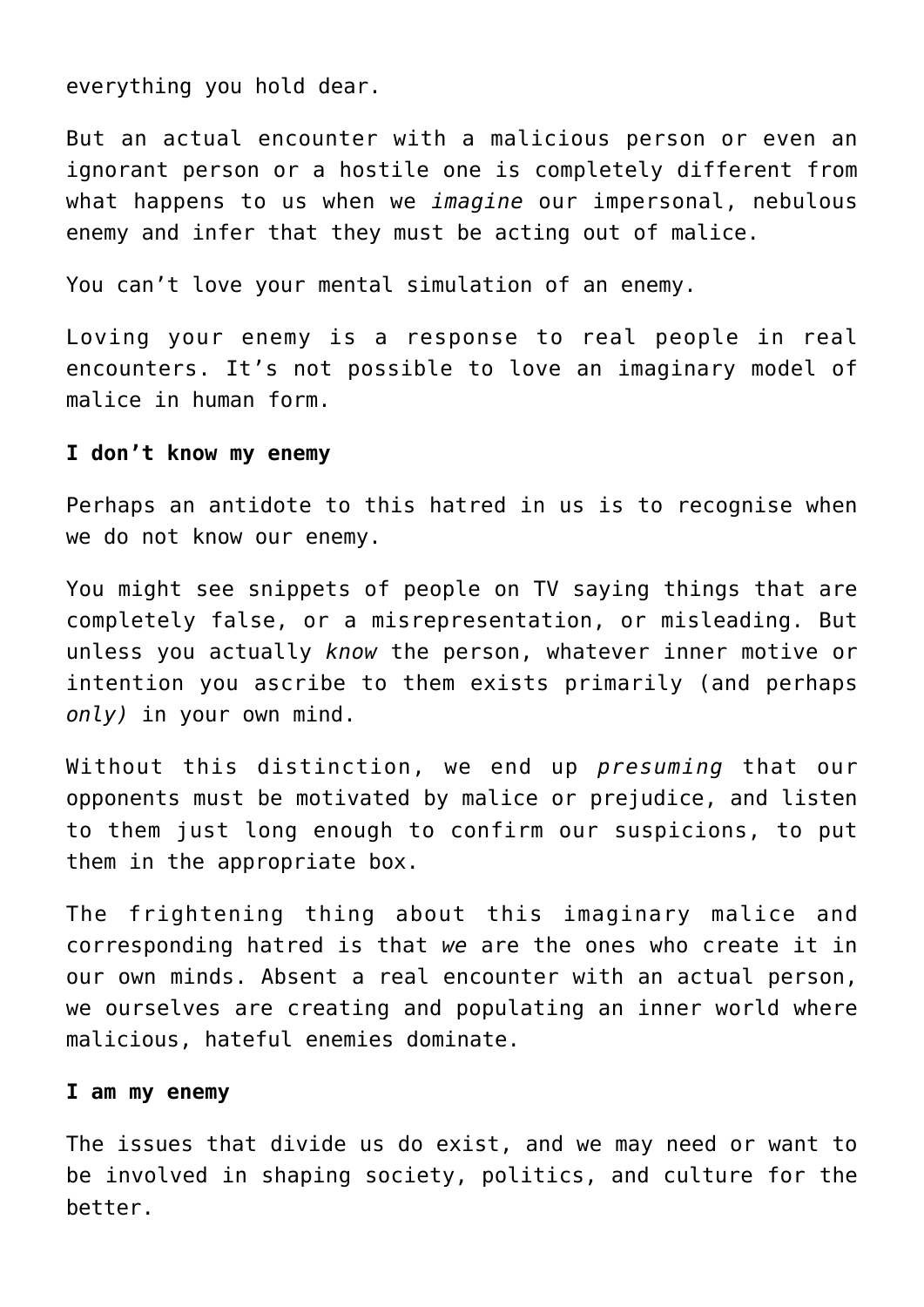everything you hold dear.

But an actual encounter with a malicious person or even an ignorant person or a hostile one is completely different from what happens to us when we *imagine* our impersonal, nebulous enemy and infer that they must be acting out of malice.

You can't love your mental simulation of an enemy.

Loving your enemy is a response to real people in real encounters. It's not possible to love an imaginary model of malice in human form.

**I don't know my enemy**

Perhaps an antidote to this hatred in us is to recognise when we do not know our enemy.

You might see snippets of people on TV saying things that are completely false, or a misrepresentation, or misleading. But unless you actually *know* the person, whatever inner motive or intention you ascribe to them exists primarily (and perhaps *only)* in your own mind.

Without this distinction, we end up *presuming* that our opponents must be motivated by malice or prejudice, and listen to them just long enough to confirm our suspicions, to put them in the appropriate box.

The frightening thing about this imaginary malice and corresponding hatred is that *we* are the ones who create it in our own minds. Absent a real encounter with an actual person, we ourselves are creating and populating an inner world where malicious, hateful enemies dominate.

**I am my enemy**

The issues that divide us do exist, and we may need or want to be involved in shaping society, politics, and culture for the better.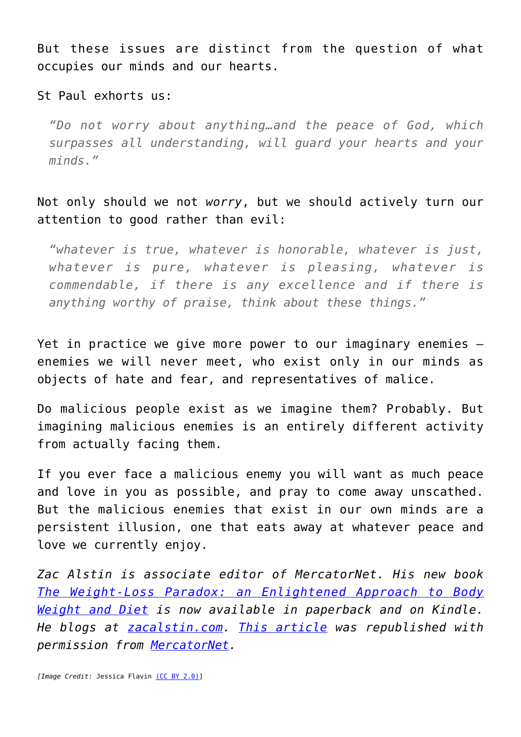But these issues are distinct from the question of what occupies our minds and our hearts.

St Paul exhorts us:

> *"Do not worry about anything…and the peace of God, which surpasses all understanding, will guard your hearts and your minds."*

Not only should we not *worry*, but we should actively turn our attention to good rather than evil:

> *"whatever is true, whatever is honorable, whatever is just, whatever is pure, whatever is pleasing, whatever is commendable, if there is any excellence and if there is anything worthy of praise, think about these things."*

Yet in practice we give more power to our imaginary enemies – enemies we will never meet, who exist only in our minds as objects of hate and fear, and representatives of malice.

Do malicious people exist as we imagine them? Probably. But imagining malicious enemies is an entirely different activity from actually facing them.

If you ever face a malicious enemy you will want as much peace and love in you as possible, and pray to come away unscathed. But the malicious enemies that exist in our own minds are a persistent illusion, one that eats away at whatever peace and love we currently enjoy.

*Zac Alstin is associate editor of MercatorNet. His new book [The Weight-Loss Paradox: an Enlightened Approach to Body Weight and Diet] is now available in paperback and on Kindle. He blogs at [zacalstin.com]. [This article] was republished with permission from [MercatorNet].*

*[Image Credit:* Jessica Flavin (CC BY 2.0)]